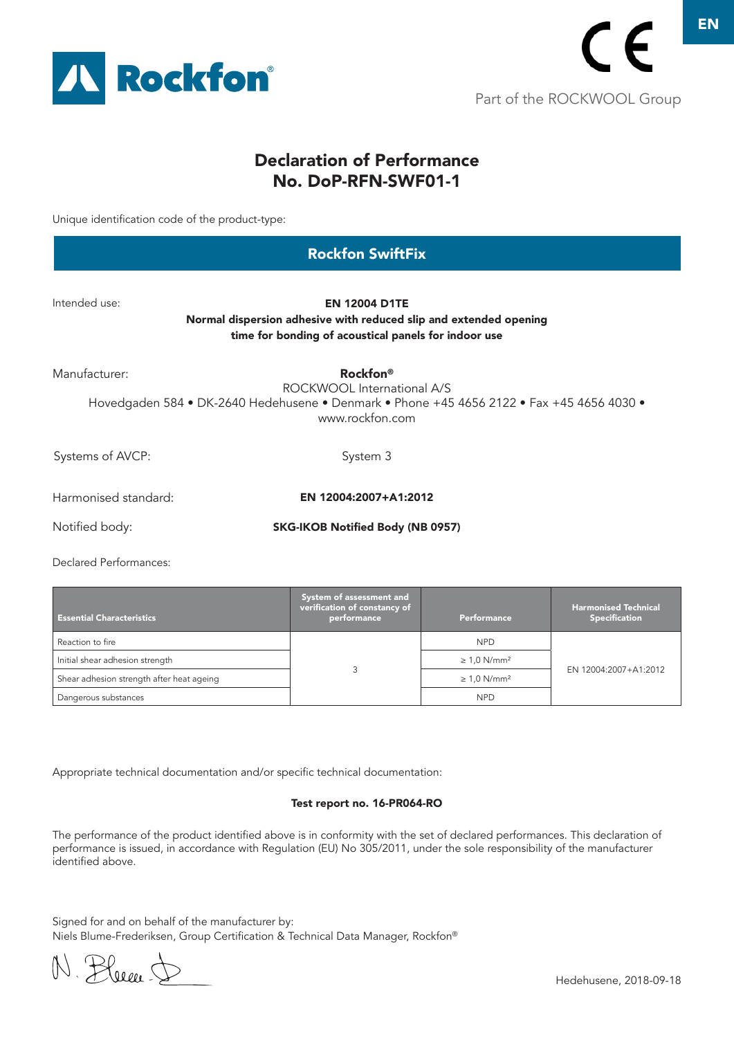Part of the ROCKWOOL Group

# Declaration of Performance
## No. DoP-RFN-SWF01-1

Unique identification code of the product-type:

**Rockfon SwiftFix**

Intended use:

**EN 12004 D1TE**
**Normal dispersion adhesive with reduced slip and extended opening time for bonding of acoustical panels for indoor use**

Manufacturer:

**Rockfon®**
ROCKWOOL International A/S
Hovedgaden 584 • DK-2640 Hedehusene • Denmark • Phone +45 4656 2122 • Fax +45 4656 4030 • www.rockfon.com

Systems of AVCP: System 3

Harmonised standard: **EN 12004:2007+A1:2012**

Notified body: **SKG-IKOB Notified Body (NB 0957)**

Declared Performances:

| Essential Characteristics | System of assessment and verification of constancy of performance | Performance | Harmonised Technical Specification |
|---|---|---|---|
| Reaction to fire | 3 | NPD | EN 12004:2007+A1:2012 |
| Initial shear adhesion strength | | ≥ 1,0 N/mm² | |
| Shear adhesion strength after heat ageing | | ≥ 1,0 N/mm² | |
| Dangerous substances | | NPD | |

Appropriate technical documentation and/or specific technical documentation:

**Test report no. 16-PR064-RO**

The performance of the product identified above is in conformity with the set of declared performances. This declaration of performance is issued, in accordance with Regulation (EU) No 305/2011, under the sole responsibility of the manufacturer identified above.

Signed for and on behalf of the manufacturer by:
Niels Blume-Frederiksen, Group Certification & Technical Data Manager, Rockfon®

Hedehusene, 2018-09-18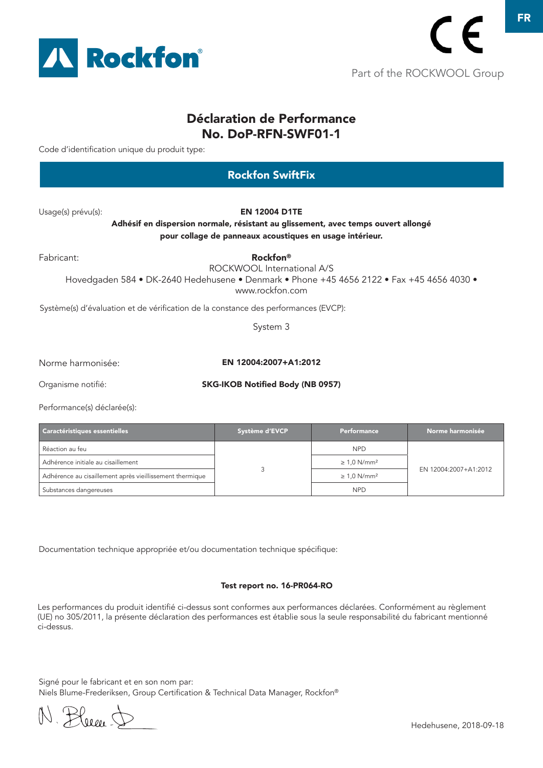# Déclaration de Performance
# No. DoP-RFN-SWF01-1

Code d'identification unique du produit type:

## Rockfon SwiftFix

Usage(s) prévu(s):

**EN 12004 D1TE**
**Adhésif en dispersion normale, résistant au glissement, avec temps ouvert allongé pour collage de panneaux acoustiques en usage intérieur.**

Fabricant:

**Rockfon®**
ROCKWOOL International A/S
Hovedgaden 584 • DK-2640 Hedehusene • Denmark • Phone +45 4656 2122 • Fax +45 4656 4030 • www.rockfon.com

Système(s) d'évaluation et de vérification de la constance des performances (EVCP):

System 3

Norme harmonisée: **EN 12004:2007+A1:2012**

Organisme notifié: **SKG-IKOB Notified Body (NB 0957)**

Performance(s) déclarée(s):

| Caractéristiques essentielles | Système d'EVCP | Performance | Norme harmonisée |
|---|---|---|---|
| Réaction au feu | 3 | NPD | EN 12004:2007+A1:2012 |
| Adhérence initiale au cisaillement | | ≥ 1,0 N/mm² | |
| Adhérence au cisaillement après vieillissement thermique | | ≥ 1,0 N/mm² | |
| Substances dangereuses | | NPD | |

Documentation technique appropriée et/ou documentation technique spécifique:

**Test report no. 16-PR064-RO**

Les performances du produit identifié ci-dessus sont conformes aux performances déclarées. Conformément au règlement (UE) no 305/2011, la présente déclaration des performances est établie sous la seule responsabilité du fabricant mentionné ci-dessus.

Signé pour le fabricant et en son nom par:
Niels Blume-Frederiksen, Group Certification & Technical Data Manager, Rockfon®

Hedehusene, 2018-09-18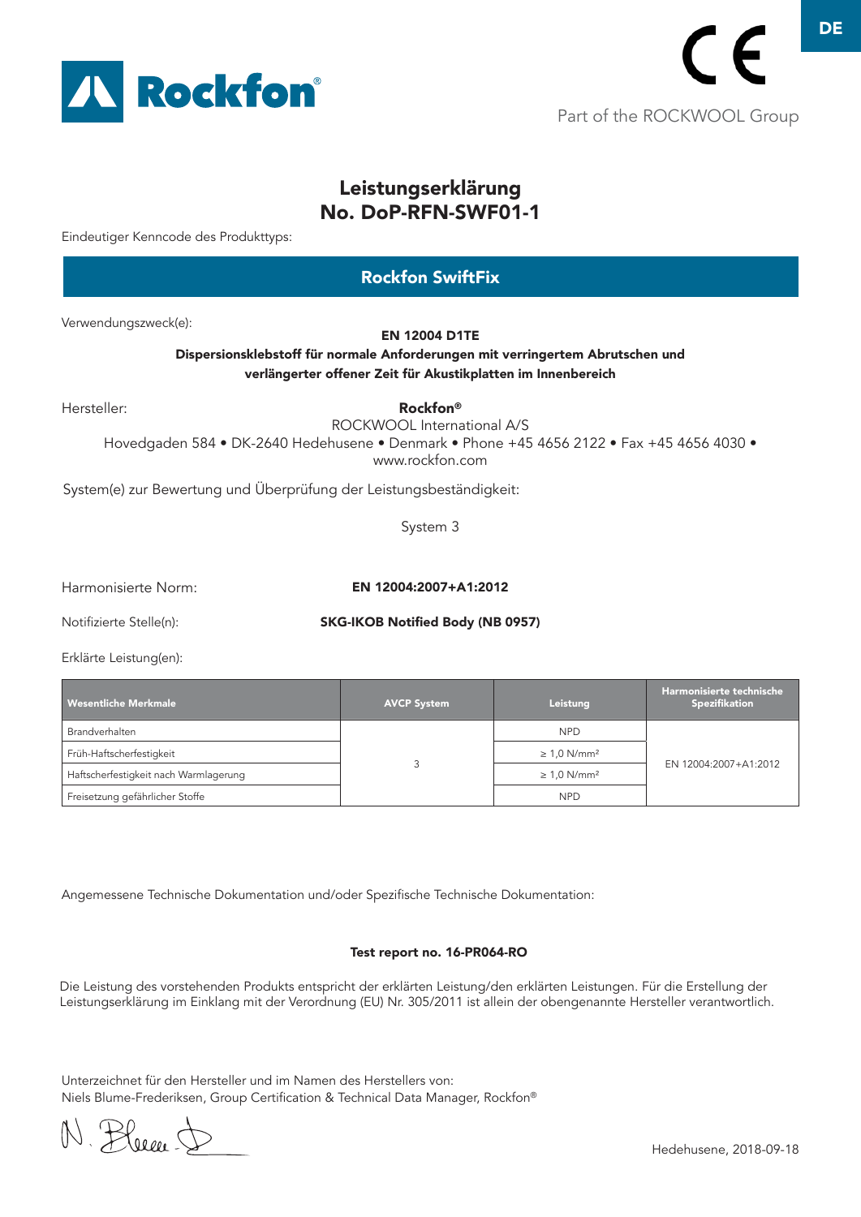DE

Part of the ROCKWOOL Group

# Leistungserklärung
# No. DoP-RFN-SWF01-1

Eindeutiger Kenncode des Produkttyps:

## Rockfon SwiftFix

Verwendungszweck(e):

**EN 12004 D1TE**
**Dispersionsklebstoff für normale Anforderungen mit verringertem Abrutschen und verlängerter offener Zeit für Akustikplatten im Innenbereich**

Hersteller:

**Rockfon®**
ROCKWOOL International A/S
Hovedgaden 584 • DK-2640 Hedehusene • Denmark • Phone +45 4656 2122 • Fax +45 4656 4030 •
www.rockfon.com

System(e) zur Bewertung und Überprüfung der Leistungsbeständigkeit:

System 3

Harmonisierte Norm: **EN 12004:2007+A1:2012**

Notifizierte Stelle(n): **SKG-IKOB Notified Body (NB 0957)**

Erklärte Leistung(en):

| Wesentliche Merkmale | AVCP System | Leistung | Harmonisierte technische Spezifikation |
|---|---|---|---|
| Brandverhalten | 3 | NPD | EN 12004:2007+A1:2012 |
| Früh-Haftscherfestigkeit | | ≥ 1,0 N/mm² | |
| Haftscherfestigkeit nach Warmlagerung | | ≥ 1,0 N/mm² | |
| Freisetzung gefährlicher Stoffe | | NPD | |

Angemessene Technische Dokumentation und/oder Spezifische Technische Dokumentation:

**Test report no. 16-PR064-RO**

Die Leistung des vorstehenden Produkts entspricht der erklärten Leistung/den erklärten Leistungen. Für die Erstellung der Leistungserklärung im Einklang mit der Verordnung (EU) Nr. 305/2011 ist allein der obengenannte Hersteller verantwortlich.

Unterzeichnet für den Hersteller und im Namen des Herstellers von:
Niels Blume-Frederiksen, Group Certification & Technical Data Manager, Rockfon®

Hedehusene, 2018-09-18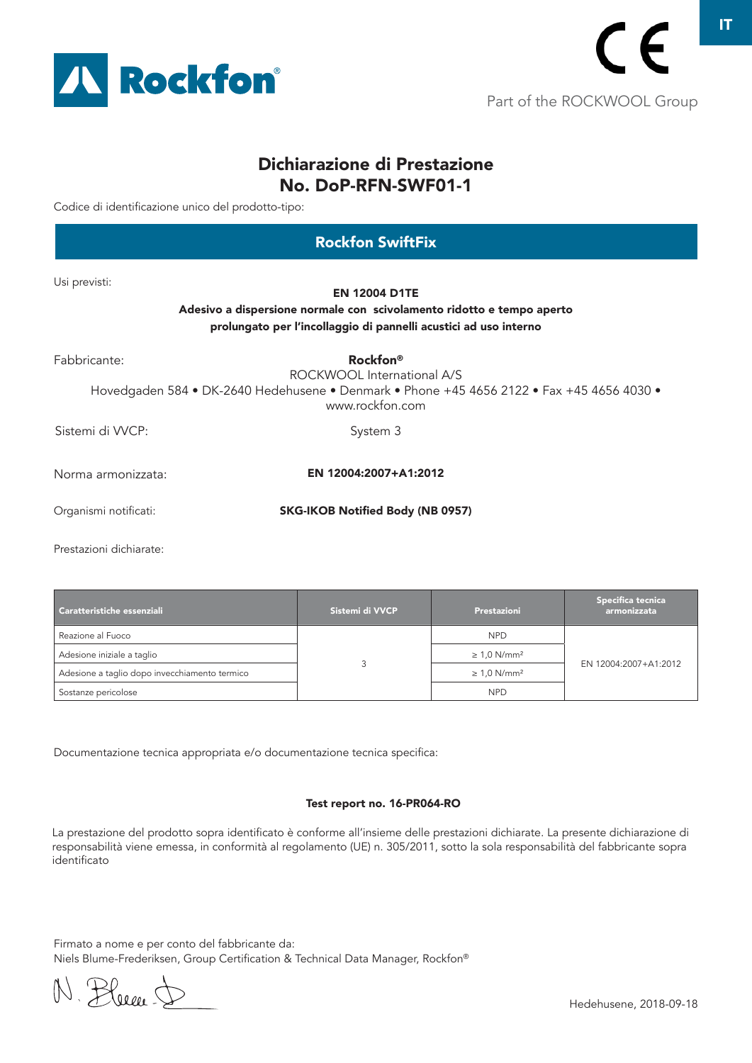IT

Part of the ROCKWOOL Group

# Dichiarazione di Prestazione
# No. DoP-RFN-SWF01-1

Codice di identificazione unico del prodotto-tipo:

## Rockfon SwiftFix

Usi previsti:

**EN 12004 D1TE**
**Adesivo a dispersione normale con scivolamento ridotto e tempo aperto prolungato per l'incollaggio di pannelli acustici ad uso interno**

Fabbricante:

**Rockfon®**
ROCKWOOL International A/S
Hovedgaden 584 • DK-2640 Hedehusene • Denmark • Phone +45 4656 2122 • Fax +45 4656 4030 •
www.rockfon.com

Sistemi di VVCP: System 3

Norma armonizzata: **EN 12004:2007+A1:2012**

Organismi notificati: **SKG-IKOB Notified Body (NB 0957)**

Prestazioni dichiarate:

| Caratteristiche essenziali | Sistemi di VVCP | Prestazioni | Specifica tecnica armonizzata |
|---|---|---|---|
| Reazione al Fuoco | 3 | NPD | EN 12004:2007+A1:2012 |
| Adesione iniziale a taglio | | ≥ 1,0 N/mm² | |
| Adesione a taglio dopo invecchiamento termico | | ≥ 1,0 N/mm² | |
| Sostanze pericolose | | NPD | |

Documentazione tecnica appropriata e/o documentazione tecnica specifica:

**Test report no. 16-PR064-RO**

La prestazione del prodotto sopra identificato è conforme all'insieme delle prestazioni dichiarate. La presente dichiarazione di responsabilità viene emessa, in conformità al regolamento (UE) n. 305/2011, sotto la sola responsabilità del fabbricante sopra identificato

Firmato a nome e per conto del fabbricante da:
Niels Blume-Frederiksen, Group Certification & Technical Data Manager, Rockfon®

Hedehusene, 2018-09-18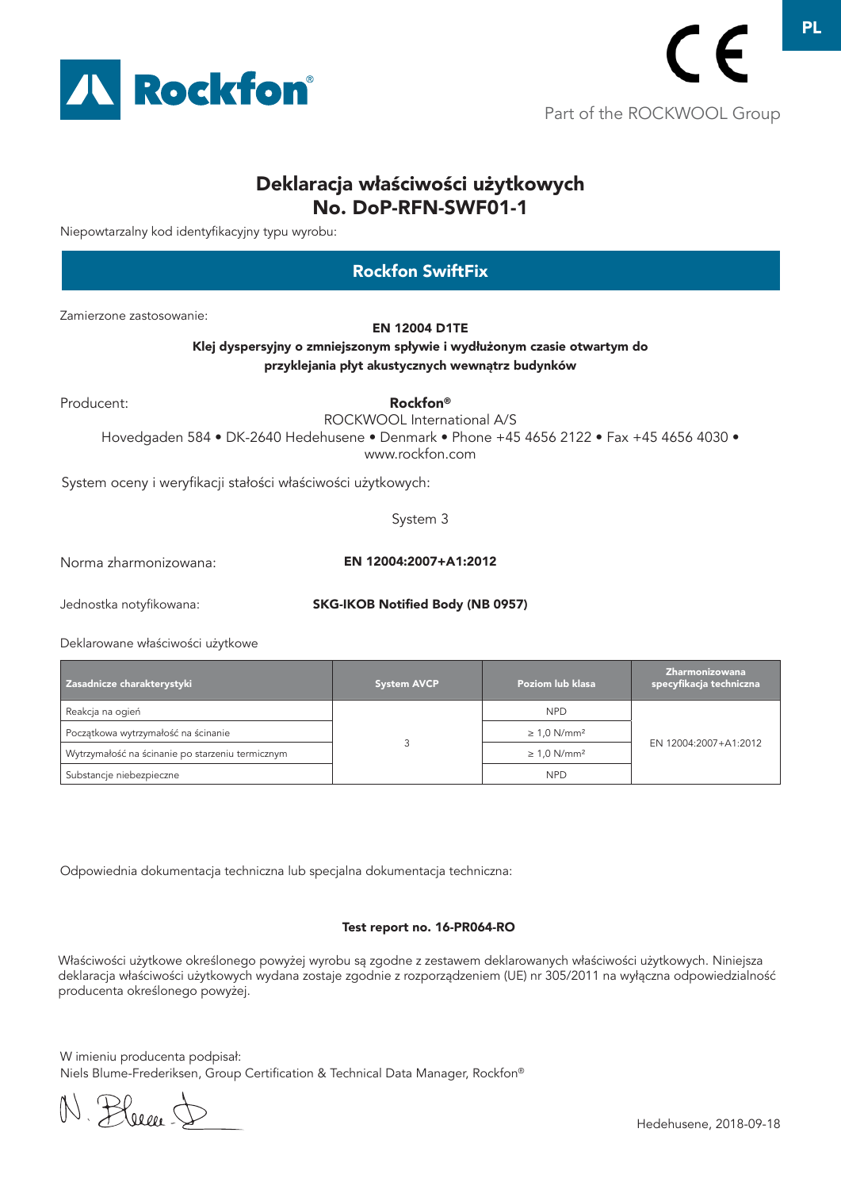PL

Part of the ROCKWOOL Group

# Deklaracja właściwości użytkowych
# No. DoP-RFN-SWF01-1

Niepowtarzalny kod identyfikacyjny typu wyrobu:

## Rockfon SwiftFix

Zamierzone zastosowanie:

**EN 12004 D1TE**

**Klej dyspersyjny o zmniejszonym spływie i wydłużonym czasie otwartym do przyklejania płyt akustycznych wewnątrz budynków**

Producent:

**Rockfon®**
ROCKWOOL International A/S
Hovedgaden 584 • DK-2640 Hedehusene • Denmark • Phone +45 4656 2122 • Fax +45 4656 4030 • www.rockfon.com

System oceny i weryfikacji stałości właściwości użytkowych:

System 3

Norma zharmonizowana: **EN 12004:2007+A1:2012**

Jednostka notyfikowana: **SKG-IKOB Notified Body (NB 0957)**

Deklarowane właściwości użytkowe

| Zasadnicze charakterystyki | System AVCP | Poziom lub klasa | Zharmonizowana specyfikacja techniczna |
|---|---|---|---|
| Reakcja na ogień | 3 | NPD | EN 12004:2007+A1:2012 |
| Początkowa wytrzymałość na ścinanie | | ≥ 1,0 N/mm² | |
| Wytrzymałość na ścinanie po starzeniu termicznym | | ≥ 1,0 N/mm² | |
| Substancje niebezpieczne | | NPD | |

Odpowiednia dokumentacja techniczna lub specjalna dokumentacja techniczna:

**Test report no. 16-PR064-RO**

Właściwości użytkowe określonego powyżej wyrobu są zgodne z zestawem deklarowanych właściwości użytkowych. Niniejsza deklaracja właściwości użytkowych wydana zostaje zgodnie z rozporządzeniem (UE) nr 305/2011 na wyłączna odpowiedzialność producenta określonego powyżej.

W imieniu producenta podpisał:
Niels Blume-Frederiksen, Group Certification & Technical Data Manager, Rockfon®

Hedehusene, 2018-09-18